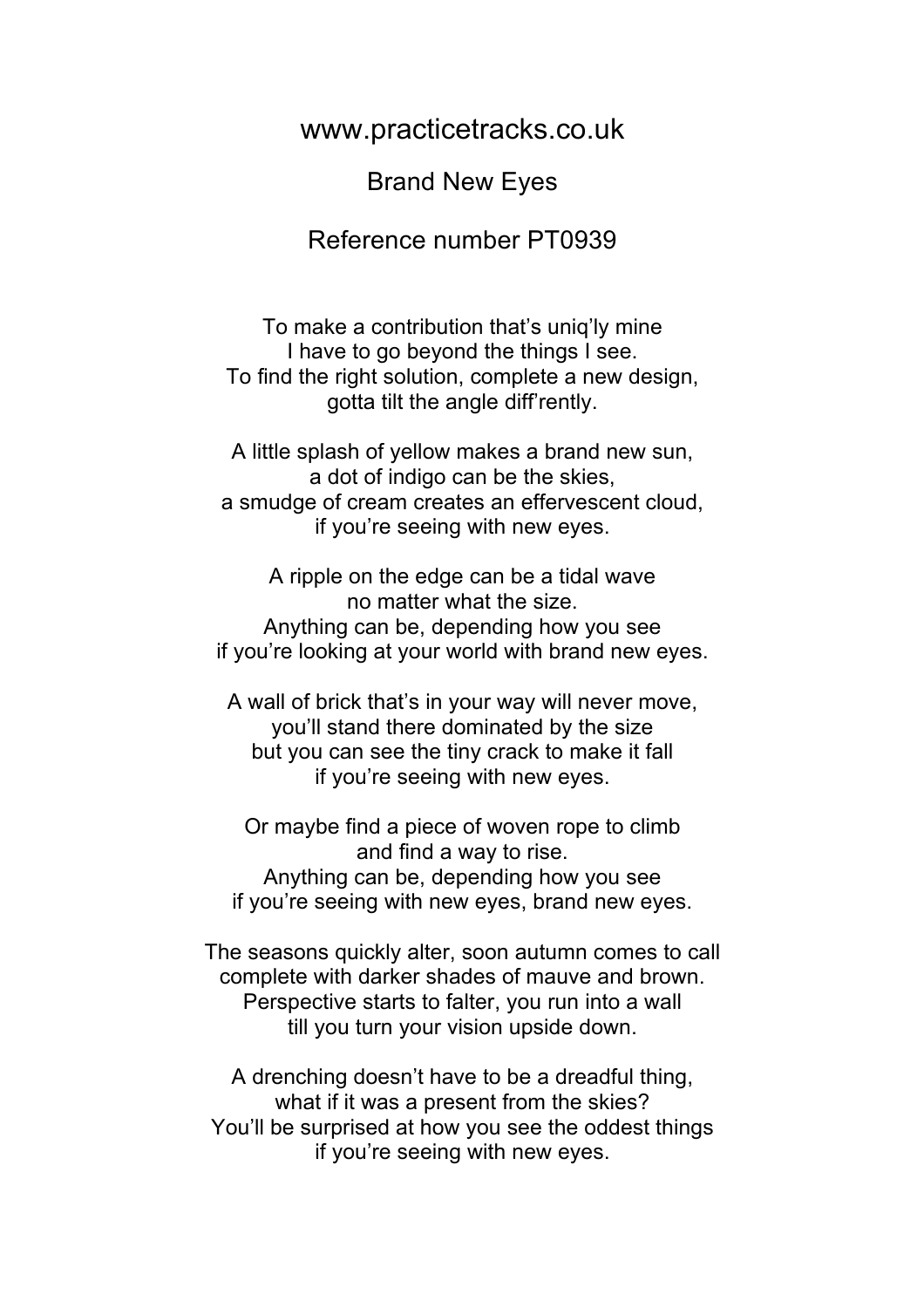www.practicetracks.co.uk

# Brand New Eyes

Reference number PT0939

To make a contribution that's uniq'ly mine
I have to go beyond the things I see.
To find the right solution, complete a new design,
gotta tilt the angle diff'rently.

A little splash of yellow makes a brand new sun,
a dot of indigo can be the skies,
a smudge of cream creates an effervescent cloud,
if you're seeing with new eyes.

A ripple on the edge can be a tidal wave
no matter what the size.
Anything can be, depending how you see
if you're looking at your world with brand new eyes.

A wall of brick that's in your way will never move,
you'll stand there dominated by the size
but you can see the tiny crack to make it fall
if you're seeing with new eyes.

Or maybe find a piece of woven rope to climb
and find a way to rise.
Anything can be, depending how you see
if you're seeing with new eyes, brand new eyes.

The seasons quickly alter, soon autumn comes to call
complete with darker shades of mauve and brown.
Perspective starts to falter, you run into a wall
till you turn your vision upside down.

A drenching doesn't have to be a dreadful thing,
what if it was a present from the skies?
You'll be surprised at how you see the oddest things
if you're seeing with new eyes.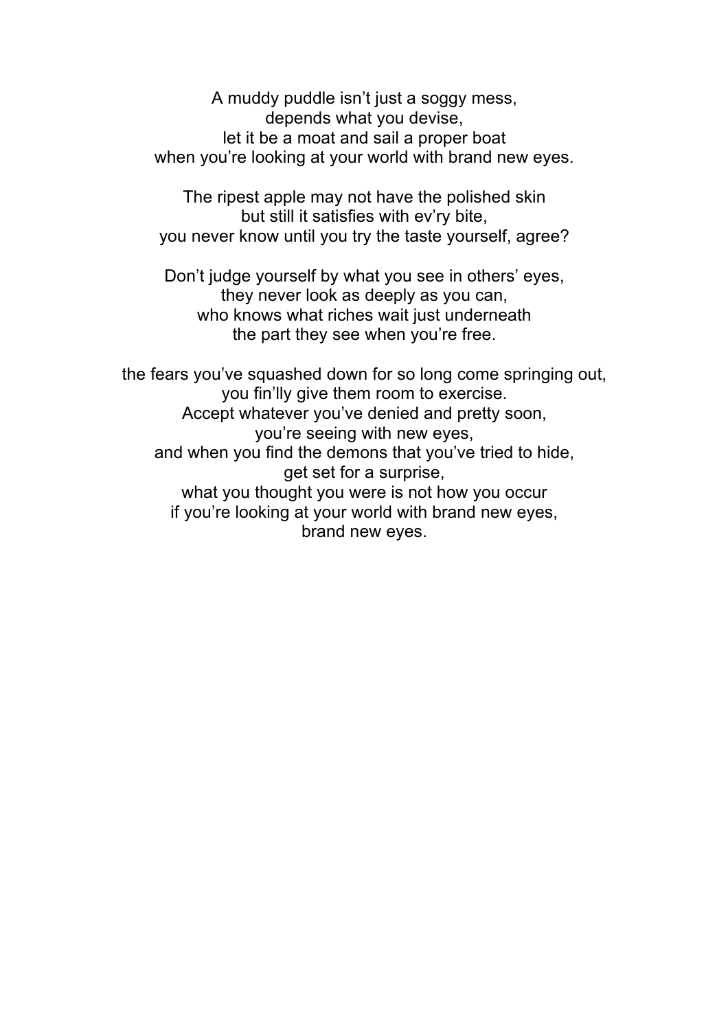A muddy puddle isn't just a soggy mess,
depends what you devise,
let it be a moat and sail a proper boat
when you're looking at your world with brand new eyes.

The ripest apple may not have the polished skin
but still it satisfies with ev'ry bite,
you never know until you try the taste yourself, agree?

Don't judge yourself by what you see in others' eyes,
they never look as deeply as you can,
who knows what riches wait just underneath
the part they see when you're free.

the fears you've squashed down for so long come springing out,
you fin'lly give them room to exercise.
Accept whatever you've denied and pretty soon,
you're seeing with new eyes,
and when you find the demons that you've tried to hide,
get set for a surprise,
what you thought you were is not how you occur
if you're looking at your world with brand new eyes,
brand new eyes.